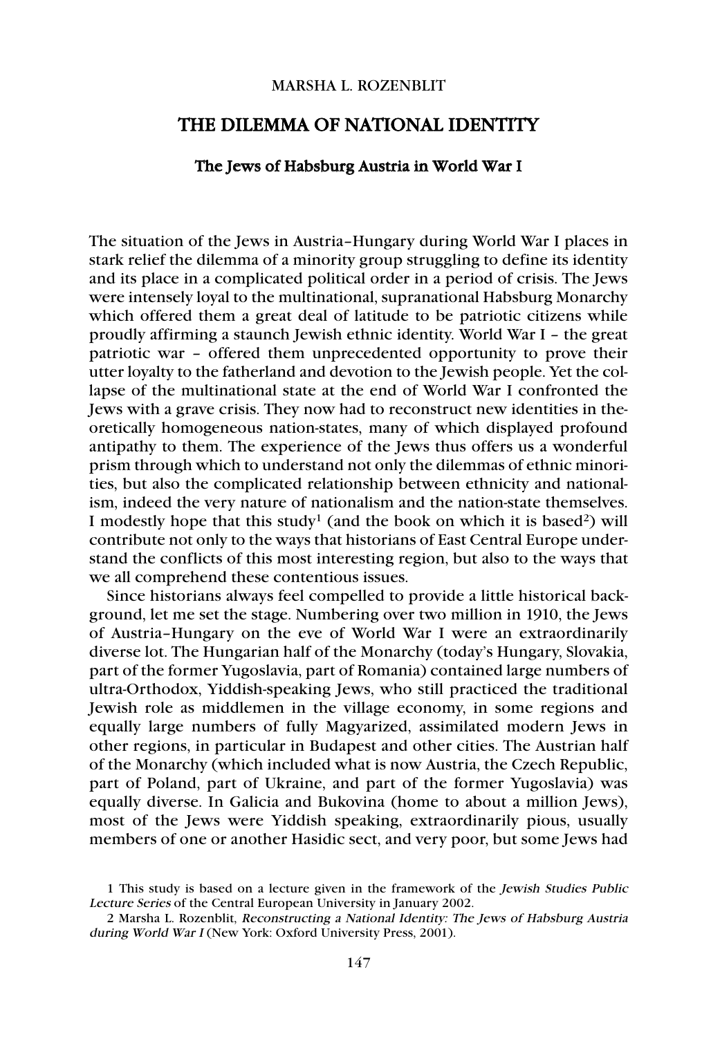MARSHA L. ROZENBLIT

# THE DILEMMA OF NATIONAL IDENTITY

## The Jews of Habsburg Austria in World War I

The situation of the Jews in Austria–Hungary during World War I places in stark relief the dilemma of a minority group struggling to define its identity and its place in a complicated political order in a period of crisis. The Jews were intensely loyal to the multinational, supranational Habsburg Monarchy which offered them a great deal of latitude to be patriotic citizens while proudly affirming a staunch Jewish ethnic identity. World War I – the great patriotic war – offered them unprecedented opportunity to prove their utter loyalty to the fatherland and devotion to the Jewish people. Yet the collapse of the multinational state at the end of World War I confronted the Jews with a grave crisis. They now had to reconstruct new identities in theoretically homogeneous nation-states, many of which displayed profound antipathy to them. The experience of the Jews thus offers us a wonderful prism through which to understand not only the dilemmas of ethnic minorities, but also the complicated relationship between ethnicity and nationalism, indeed the very nature of nationalism and the nation-state themselves. I modestly hope that this study[1] (and the book on which it is based[2]) will contribute not only to the ways that historians of East Central Europe understand the conflicts of this most interesting region, but also to the ways that we all comprehend these contentious issues.

Since historians always feel compelled to provide a little historical background, let me set the stage. Numbering over two million in 1910, the Jews of Austria–Hungary on the eve of World War I were an extraordinarily diverse lot. The Hungarian half of the Monarchy (today's Hungary, Slovakia, part of the former Yugoslavia, part of Romania) contained large numbers of ultra-Orthodox, Yiddish-speaking Jews, who still practiced the traditional Jewish role as middlemen in the village economy, in some regions and equally large numbers of fully Magyarized, assimilated modern Jews in other regions, in particular in Budapest and other cities. The Austrian half of the Monarchy (which included what is now Austria, the Czech Republic, part of Poland, part of Ukraine, and part of the former Yugoslavia) was equally diverse. In Galicia and Bukovina (home to about a million Jews), most of the Jews were Yiddish speaking, extraordinarily pious, usually members of one or another Hasidic sect, and very poor, but some Jews had

1 This study is based on a lecture given in the framework of the *Jewish Studies Public Lecture Series* of the Central European University in January 2002.

2 Marsha L. Rozenblit, *Reconstructing a National Identity: The Jews of Habsburg Austria during World War I* (New York: Oxford University Press, 2001).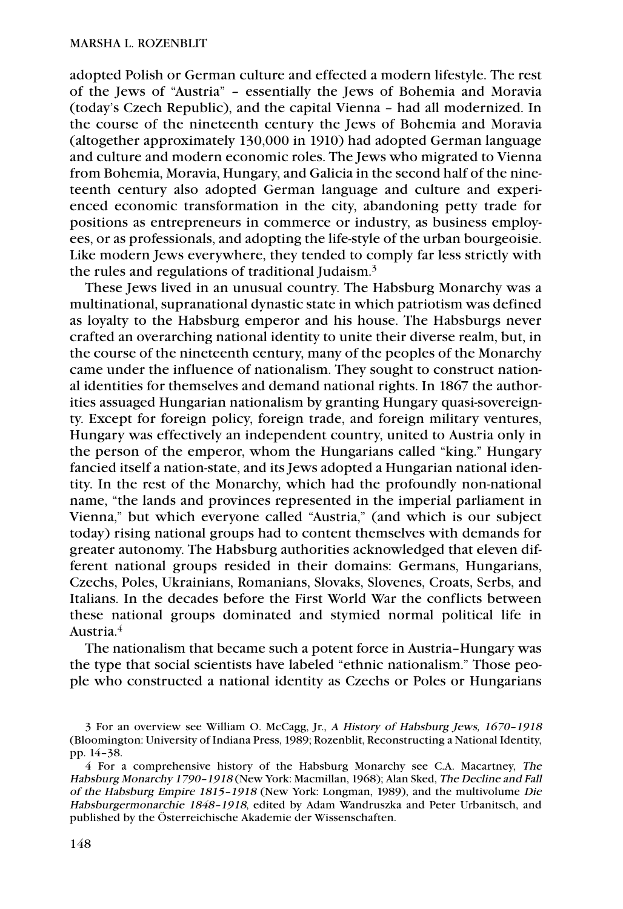adopted Polish or German culture and effected a modern lifestyle. The rest of the Jews of "Austria" – essentially the Jews of Bohemia and Moravia (today's Czech Republic), and the capital Vienna – had all modernized. In the course of the nineteenth century the Jews of Bohemia and Moravia (altogether approximately 130,000 in 1910) had adopted German language and culture and modern economic roles. The Jews who migrated to Vienna from Bohemia, Moravia, Hungary, and Galicia in the second half of the nineteenth century also adopted German language and culture and experienced economic transformation in the city, abandoning petty trade for positions as entrepreneurs in commerce or industry, as business employees, or as professionals, and adopting the life-style of the urban bourgeoisie. Like modern Jews everywhere, they tended to comply far less strictly with the rules and regulations of traditional Judaism.[3]

These Jews lived in an unusual country. The Habsburg Monarchy was a multinational, supranational dynastic state in which patriotism was defined as loyalty to the Habsburg emperor and his house. The Habsburgs never crafted an overarching national identity to unite their diverse realm, but, in the course of the nineteenth century, many of the peoples of the Monarchy came under the influence of nationalism. They sought to construct national identities for themselves and demand national rights. In 1867 the authorities assuaged Hungarian nationalism by granting Hungary quasi-sovereignty. Except for foreign policy, foreign trade, and foreign military ventures, Hungary was effectively an independent country, united to Austria only in the person of the emperor, whom the Hungarians called "king." Hungary fancied itself a nation-state, and its Jews adopted a Hungarian national identity. In the rest of the Monarchy, which had the profoundly non-national name, "the lands and provinces represented in the imperial parliament in Vienna," but which everyone called "Austria," (and which is our subject today) rising national groups had to content themselves with demands for greater autonomy. The Habsburg authorities acknowledged that eleven different national groups resided in their domains: Germans, Hungarians, Czechs, Poles, Ukrainians, Romanians, Slovaks, Slovenes, Croats, Serbs, and Italians. In the decades before the First World War the conflicts between these national groups dominated and stymied normal political life in Austria.[4]

The nationalism that became such a potent force in Austria–Hungary was the type that social scientists have labeled "ethnic nationalism." Those people who constructed a national identity as Czechs or Poles or Hungarians

3 For an overview see William O. McCagg, Jr., *A History of Habsburg Jews, 1670–1918* (Bloomington: University of Indiana Press, 1989; Rozenblit, Reconstructing a National Identity, pp. 14–38.

4 For a comprehensive history of the Habsburg Monarchy see C.A. Macartney, *The Habsburg Monarchy 1790–1918* (New York: Macmillan, 1968); Alan Sked, *The Decline and Fall of the Habsburg Empire 1815–1918* (New York: Longman, 1989), and the multivolume *Die Habsburgermonarchie 1848–1918*, edited by Adam Wandruszka and Peter Urbanitsch, and published by the Österreichische Akademie der Wissenschaften.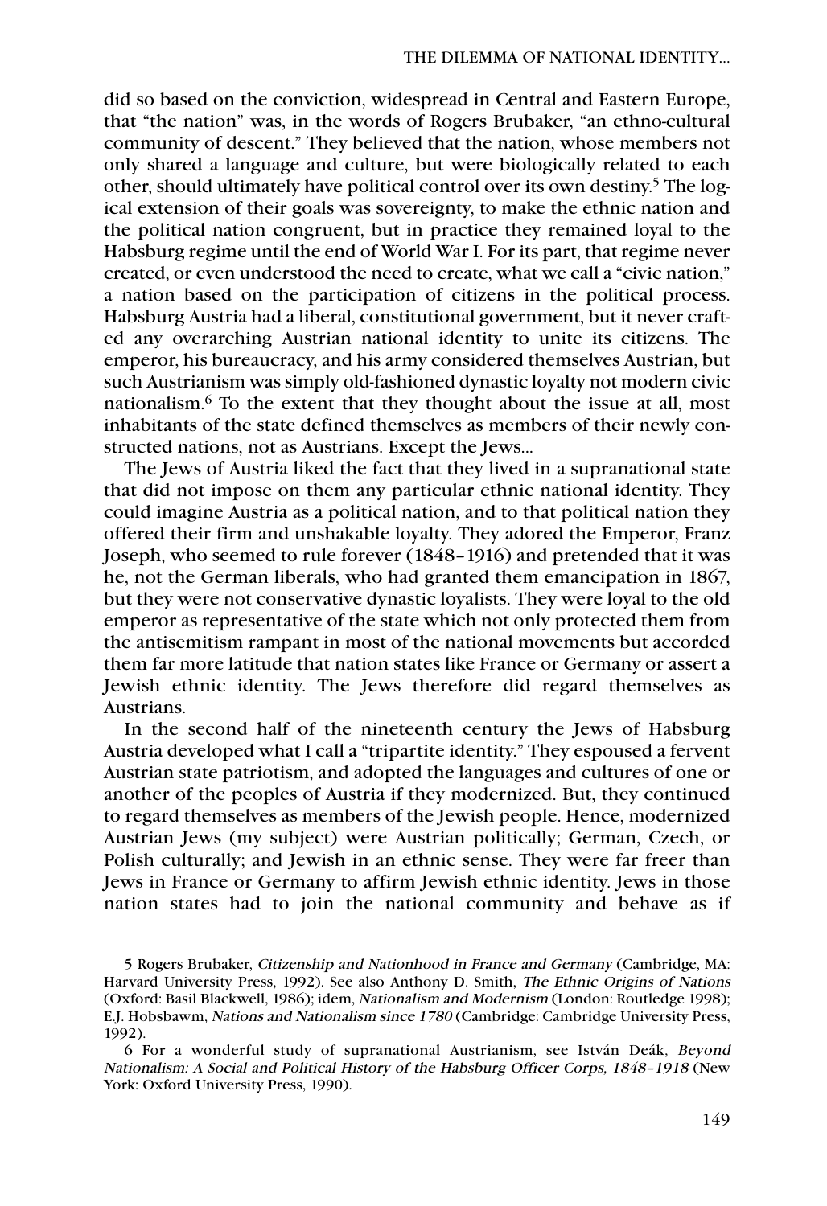did so based on the conviction, widespread in Central and Eastern Europe, that "the nation" was, in the words of Rogers Brubaker, "an ethno-cultural community of descent." They believed that the nation, whose members not only shared a language and culture, but were biologically related to each other, should ultimately have political control over its own destiny.[5] The logical extension of their goals was sovereignty, to make the ethnic nation and the political nation congruent, but in practice they remained loyal to the Habsburg regime until the end of World War I. For its part, that regime never created, or even understood the need to create, what we call a "civic nation," a nation based on the participation of citizens in the political process. Habsburg Austria had a liberal, constitutional government, but it never crafted any overarching Austrian national identity to unite its citizens. The emperor, his bureaucracy, and his army considered themselves Austrian, but such Austrianism was simply old-fashioned dynastic loyalty not modern civic nationalism.[6] To the extent that they thought about the issue at all, most inhabitants of the state defined themselves as members of their newly constructed nations, not as Austrians. Except the Jews...

The Jews of Austria liked the fact that they lived in a supranational state that did not impose on them any particular ethnic national identity. They could imagine Austria as a political nation, and to that political nation they offered their firm and unshakable loyalty. They adored the Emperor, Franz Joseph, who seemed to rule forever (1848–1916) and pretended that it was he, not the German liberals, who had granted them emancipation in 1867, but they were not conservative dynastic loyalists. They were loyal to the old emperor as representative of the state which not only protected them from the antisemitism rampant in most of the national movements but accorded them far more latitude that nation states like France or Germany or assert a Jewish ethnic identity. The Jews therefore did regard themselves as Austrians.

In the second half of the nineteenth century the Jews of Habsburg Austria developed what I call a "tripartite identity." They espoused a fervent Austrian state patriotism, and adopted the languages and cultures of one or another of the peoples of Austria if they modernized. But, they continued to regard themselves as members of the Jewish people. Hence, modernized Austrian Jews (my subject) were Austrian politically; German, Czech, or Polish culturally; and Jewish in an ethnic sense. They were far freer than Jews in France or Germany to affirm Jewish ethnic identity. Jews in those nation states had to join the national community and behave as if

5 Rogers Brubaker, *Citizenship and Nationhood in France and Germany* (Cambridge, MA: Harvard University Press, 1992). See also Anthony D. Smith, *The Ethnic Origins of Nations* (Oxford: Basil Blackwell, 1986); idem, *Nationalism and Modernism* (London: Routledge 1998); E.J. Hobsbawm, *Nations and Nationalism since 1780* (Cambridge: Cambridge University Press, 1992).

6 For a wonderful study of supranational Austrianism, see István Deák, *Beyond Nationalism: A Social and Political History of the Habsburg Officer Corps, 1848–1918* (New York: Oxford University Press, 1990).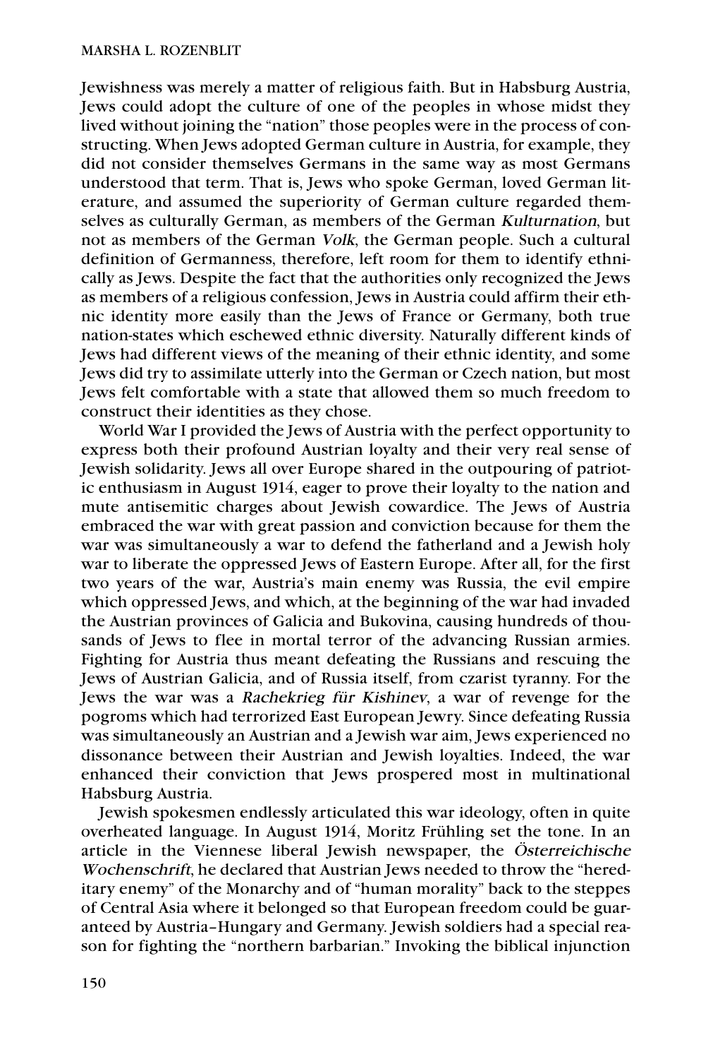Jewishness was merely a matter of religious faith. But in Habsburg Austria, Jews could adopt the culture of one of the peoples in whose midst they lived without joining the "nation" those peoples were in the process of constructing. When Jews adopted German culture in Austria, for example, they did not consider themselves Germans in the same way as most Germans understood that term. That is, Jews who spoke German, loved German literature, and assumed the superiority of German culture regarded themselves as culturally German, as members of the German *Kulturnation*, but not as members of the German *Volk*, the German people. Such a cultural definition of Germanness, therefore, left room for them to identify ethnically as Jews. Despite the fact that the authorities only recognized the Jews as members of a religious confession, Jews in Austria could affirm their ethnic identity more easily than the Jews of France or Germany, both true nation-states which eschewed ethnic diversity. Naturally different kinds of Jews had different views of the meaning of their ethnic identity, and some Jews did try to assimilate utterly into the German or Czech nation, but most Jews felt comfortable with a state that allowed them so much freedom to construct their identities as they chose.

World War I provided the Jews of Austria with the perfect opportunity to express both their profound Austrian loyalty and their very real sense of Jewish solidarity. Jews all over Europe shared in the outpouring of patriotic enthusiasm in August 1914, eager to prove their loyalty to the nation and mute antisemitic charges about Jewish cowardice. The Jews of Austria embraced the war with great passion and conviction because for them the war was simultaneously a war to defend the fatherland and a Jewish holy war to liberate the oppressed Jews of Eastern Europe. After all, for the first two years of the war, Austria's main enemy was Russia, the evil empire which oppressed Jews, and which, at the beginning of the war had invaded the Austrian provinces of Galicia and Bukovina, causing hundreds of thousands of Jews to flee in mortal terror of the advancing Russian armies. Fighting for Austria thus meant defeating the Russians and rescuing the Jews of Austrian Galicia, and of Russia itself, from czarist tyranny. For the Jews the war was a *Rachekrieg für Kishinev*, a war of revenge for the pogroms which had terrorized East European Jewry. Since defeating Russia was simultaneously an Austrian and a Jewish war aim, Jews experienced no dissonance between their Austrian and Jewish loyalties. Indeed, the war enhanced their conviction that Jews prospered most in multinational Habsburg Austria.

Jewish spokesmen endlessly articulated this war ideology, often in quite overheated language. In August 1914, Moritz Frühling set the tone. In an article in the Viennese liberal Jewish newspaper, the *Österreichische Wochenschrift*, he declared that Austrian Jews needed to throw the "hereditary enemy" of the Monarchy and of "human morality" back to the steppes of Central Asia where it belonged so that European freedom could be guaranteed by Austria–Hungary and Germany. Jewish soldiers had a special reason for fighting the "northern barbarian." Invoking the biblical injunction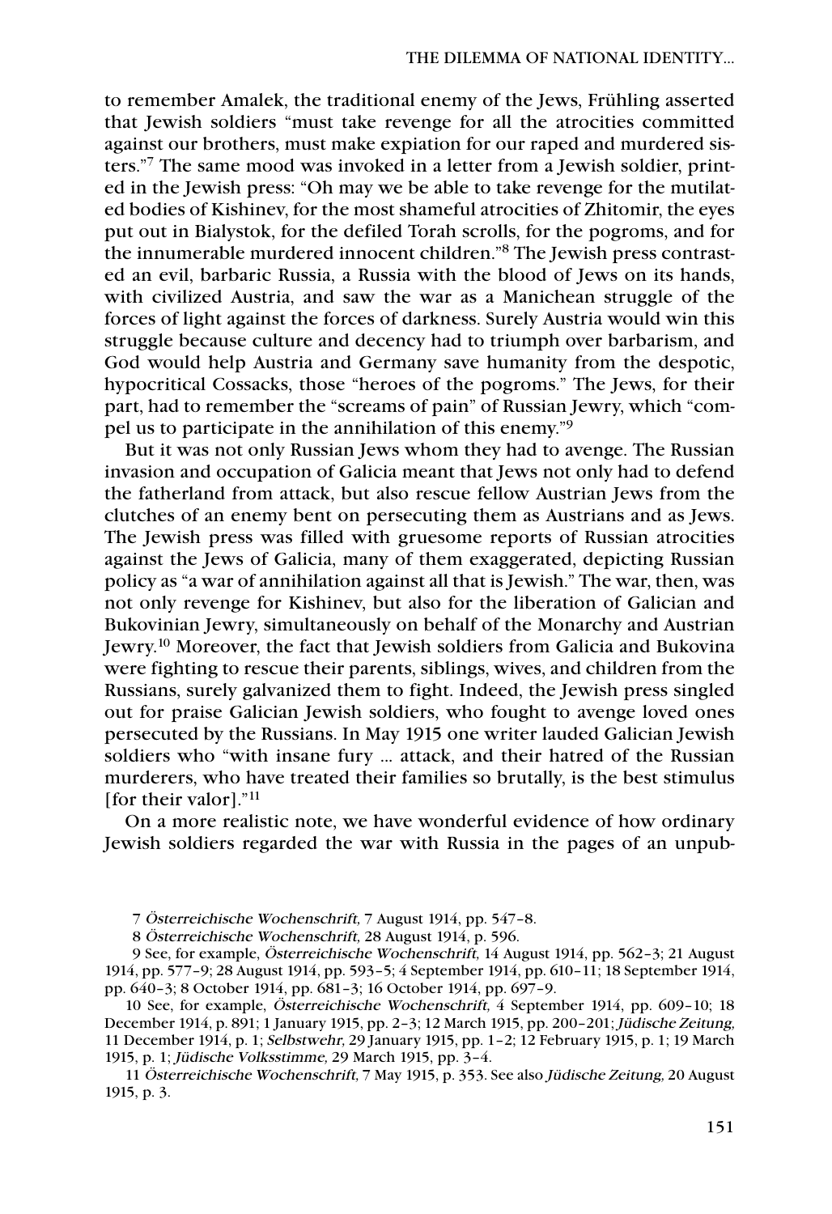to remember Amalek, the traditional enemy of the Jews, Frühling asserted that Jewish soldiers "must take revenge for all the atrocities committed against our brothers, must make expiation for our raped and murdered sisters."[7] The same mood was invoked in a letter from a Jewish soldier, printed in the Jewish press: "Oh may we be able to take revenge for the mutilated bodies of Kishinev, for the most shameful atrocities of Zhitomir, the eyes put out in Bialystok, for the defiled Torah scrolls, for the pogroms, and for the innumerable murdered innocent children."[8] The Jewish press contrasted an evil, barbaric Russia, a Russia with the blood of Jews on its hands, with civilized Austria, and saw the war as a Manichean struggle of the forces of light against the forces of darkness. Surely Austria would win this struggle because culture and decency had to triumph over barbarism, and God would help Austria and Germany save humanity from the despotic, hypocritical Cossacks, those "heroes of the pogroms." The Jews, for their part, had to remember the "screams of pain" of Russian Jewry, which "compel us to participate in the annihilation of this enemy."[9]

But it was not only Russian Jews whom they had to avenge. The Russian invasion and occupation of Galicia meant that Jews not only had to defend the fatherland from attack, but also rescue fellow Austrian Jews from the clutches of an enemy bent on persecuting them as Austrians and as Jews. The Jewish press was filled with gruesome reports of Russian atrocities against the Jews of Galicia, many of them exaggerated, depicting Russian policy as "a war of annihilation against all that is Jewish." The war, then, was not only revenge for Kishinev, but also for the liberation of Galician and Bukovinian Jewry, simultaneously on behalf of the Monarchy and Austrian Jewry.[10] Moreover, the fact that Jewish soldiers from Galicia and Bukovina were fighting to rescue their parents, siblings, wives, and children from the Russians, surely galvanized them to fight. Indeed, the Jewish press singled out for praise Galician Jewish soldiers, who fought to avenge loved ones persecuted by the Russians. In May 1915 one writer lauded Galician Jewish soldiers who "with insane fury ... attack, and their hatred of the Russian murderers, who have treated their families so brutally, is the best stimulus [for their valor]."[11]

On a more realistic note, we have wonderful evidence of how ordinary Jewish soldiers regarded the war with Russia in the pages of an unpub-

---

7 *Österreichische Wochenschrift,* 7 August 1914, pp. 547–8.

8 *Österreichische Wochenschrift,* 28 August 1914, p. 596.

9 See, for example, *Österreichische Wochenschrift,* 14 August 1914, pp. 562–3; 21 August 1914, pp. 577–9; 28 August 1914, pp. 593–5; 4 September 1914, pp. 610–11; 18 September 1914, pp. 640–3; 8 October 1914, pp. 681–3; 16 October 1914, pp. 697–9.

10 See, for example, *Österreichische Wochenschrift,* 4 September 1914, pp. 609–10; 18 December 1914, p. 891; 1 January 1915, pp. 2–3; 12 March 1915, pp. 200–201; *Jüdische Zeitung,* 11 December 1914, p. 1; *Selbstwehr,* 29 January 1915, pp. 1–2; 12 February 1915, p. 1; 19 March 1915, p. 1; *Jüdische Volksstimme,* 29 March 1915, pp. 3–4.

11 *Österreichische Wochenschrift,* 7 May 1915, p. 353. See also *Jüdische Zeitung,* 20 August 1915, p. 3.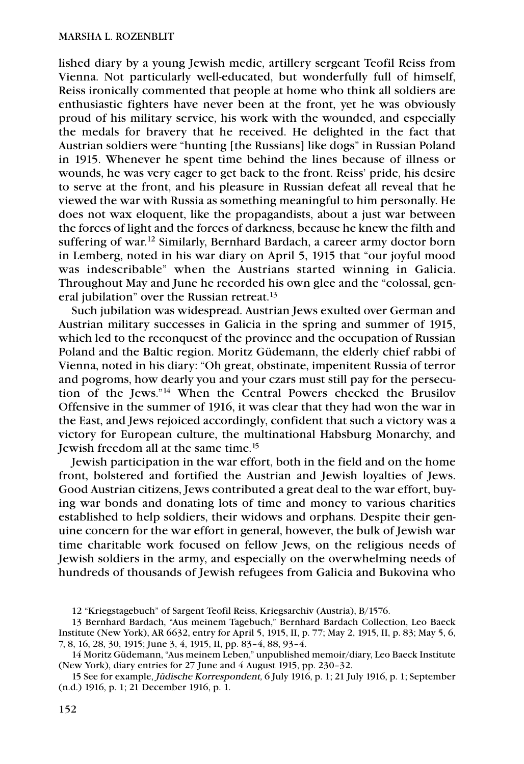lished diary by a young Jewish medic, artillery sergeant Teofil Reiss from Vienna. Not particularly well-educated, but wonderfully full of himself, Reiss ironically commented that people at home who think all soldiers are enthusiastic fighters have never been at the front, yet he was obviously proud of his military service, his work with the wounded, and especially the medals for bravery that he received. He delighted in the fact that Austrian soldiers were "hunting [the Russians] like dogs" in Russian Poland in 1915. Whenever he spent time behind the lines because of illness or wounds, he was very eager to get back to the front. Reiss' pride, his desire to serve at the front, and his pleasure in Russian defeat all reveal that he viewed the war with Russia as something meaningful to him personally. He does not wax eloquent, like the propagandists, about a just war between the forces of light and the forces of darkness, because he knew the filth and suffering of war.[12] Similarly, Bernhard Bardach, a career army doctor born in Lemberg, noted in his war diary on April 5, 1915 that "our joyful mood was indescribable" when the Austrians started winning in Galicia. Throughout May and June he recorded his own glee and the "colossal, general jubilation" over the Russian retreat.[13]

Such jubilation was widespread. Austrian Jews exulted over German and Austrian military successes in Galicia in the spring and summer of 1915, which led to the reconquest of the province and the occupation of Russian Poland and the Baltic region. Moritz Güdemann, the elderly chief rabbi of Vienna, noted in his diary: "Oh great, obstinate, impenitent Russia of terror and pogroms, how dearly you and your czars must still pay for the persecution of the Jews."[14] When the Central Powers checked the Brusilov Offensive in the summer of 1916, it was clear that they had won the war in the East, and Jews rejoiced accordingly, confident that such a victory was a victory for European culture, the multinational Habsburg Monarchy, and Jewish freedom all at the same time.[15]

Jewish participation in the war effort, both in the field and on the home front, bolstered and fortified the Austrian and Jewish loyalties of Jews. Good Austrian citizens, Jews contributed a great deal to the war effort, buying war bonds and donating lots of time and money to various charities established to help soldiers, their widows and orphans. Despite their genuine concern for the war effort in general, however, the bulk of Jewish war time charitable work focused on fellow Jews, on the religious needs of Jewish soldiers in the army, and especially on the overwhelming needs of hundreds of thousands of Jewish refugees from Galicia and Bukovina who

---

12 "Kriegstagebuch" of Sargent Teofil Reiss, Kriegsarchiv (Austria), B/1576.

13 Bernhard Bardach, "Aus meinem Tagebuch," Bernhard Bardach Collection, Leo Baeck Institute (New York), AR 6632, entry for April 5, 1915, II, p. 77; May 2, 1915, II, p. 83; May 5, 6, 7, 8, 16, 28, 30, 1915; June 3, 4, 1915, II, pp. 83–4, 88, 93–4.

14 Moritz Güdemann, "Aus meinem Leben," unpublished memoir/diary, Leo Baeck Institute (New York), diary entries for 27 June and 4 August 1915, pp. 230–32.

15 See for example, *Jüdische Korrespondent,* 6 July 1916, p. 1; 21 July 1916, p. 1; September (n.d.) 1916, p. 1; 21 December 1916, p. 1.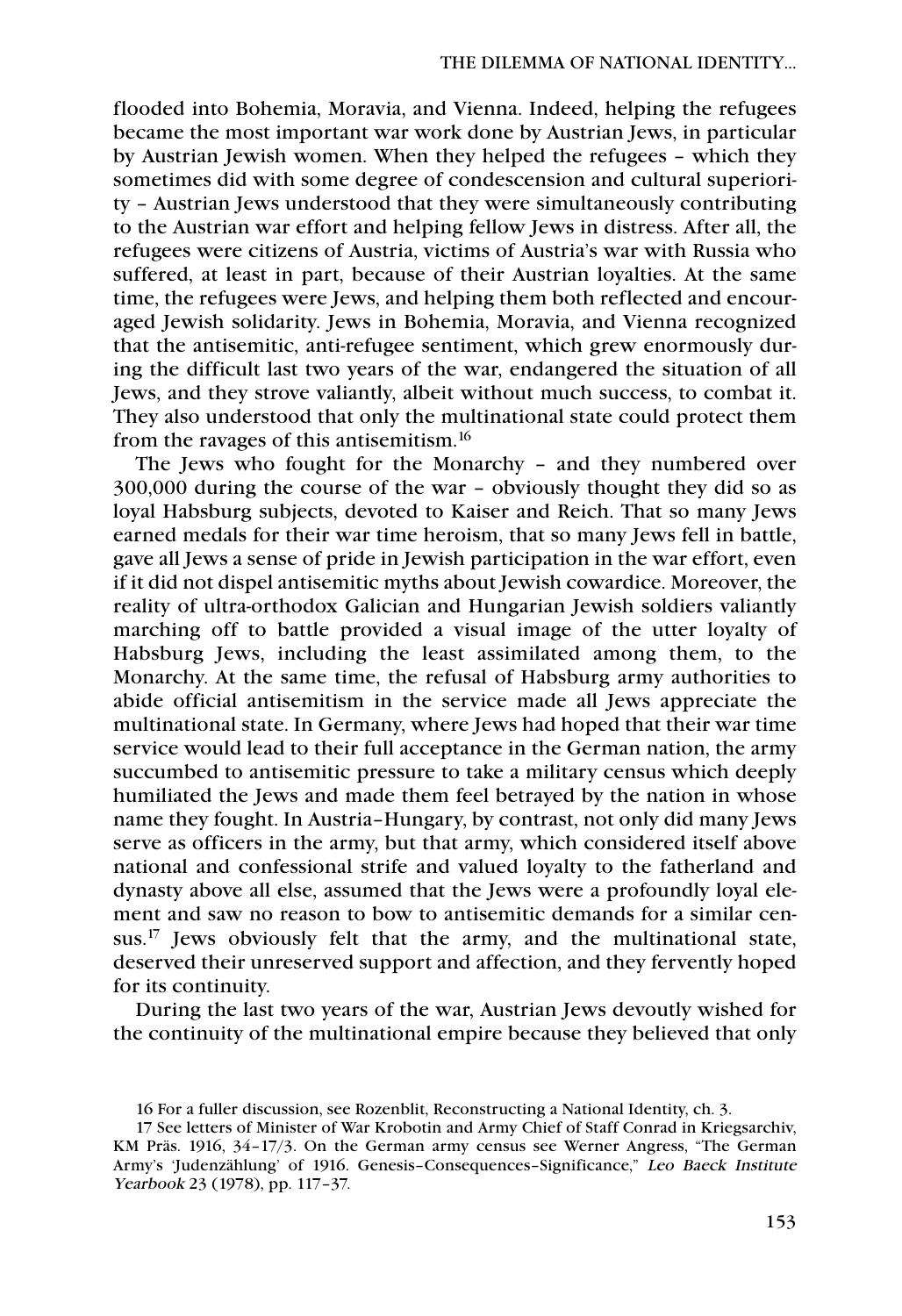flooded into Bohemia, Moravia, and Vienna. Indeed, helping the refugees became the most important war work done by Austrian Jews, in particular by Austrian Jewish women. When they helped the refugees – which they sometimes did with some degree of condescension and cultural superiority – Austrian Jews understood that they were simultaneously contributing to the Austrian war effort and helping fellow Jews in distress. After all, the refugees were citizens of Austria, victims of Austria's war with Russia who suffered, at least in part, because of their Austrian loyalties. At the same time, the refugees were Jews, and helping them both reflected and encouraged Jewish solidarity. Jews in Bohemia, Moravia, and Vienna recognized that the antisemitic, anti-refugee sentiment, which grew enormously during the difficult last two years of the war, endangered the situation of all Jews, and they strove valiantly, albeit without much success, to combat it. They also understood that only the multinational state could protect them from the ravages of this antisemitism.[16]

The Jews who fought for the Monarchy – and they numbered over 300,000 during the course of the war – obviously thought they did so as loyal Habsburg subjects, devoted to Kaiser and Reich. That so many Jews earned medals for their war time heroism, that so many Jews fell in battle, gave all Jews a sense of pride in Jewish participation in the war effort, even if it did not dispel antisemitic myths about Jewish cowardice. Moreover, the reality of ultra-orthodox Galician and Hungarian Jewish soldiers valiantly marching off to battle provided a visual image of the utter loyalty of Habsburg Jews, including the least assimilated among them, to the Monarchy. At the same time, the refusal of Habsburg army authorities to abide official antisemitism in the service made all Jews appreciate the multinational state. In Germany, where Jews had hoped that their war time service would lead to their full acceptance in the German nation, the army succumbed to antisemitic pressure to take a military census which deeply humiliated the Jews and made them feel betrayed by the nation in whose name they fought. In Austria–Hungary, by contrast, not only did many Jews serve as officers in the army, but that army, which considered itself above national and confessional strife and valued loyalty to the fatherland and dynasty above all else, assumed that the Jews were a profoundly loyal element and saw no reason to bow to antisemitic demands for a similar census.[17] Jews obviously felt that the army, and the multinational state, deserved their unreserved support and affection, and they fervently hoped for its continuity.

During the last two years of the war, Austrian Jews devoutly wished for the continuity of the multinational empire because they believed that only

16 For a fuller discussion, see Rozenblit, Reconstructing a National Identity, ch. 3.

17 See letters of Minister of War Krobotin and Army Chief of Staff Conrad in Kriegsarchiv, KM Präs. 1916, 34–17/3. On the German army census see Werner Angress, "The German Army's 'Judenzählung' of 1916. Genesis–Consequences–Significance," *Leo Baeck Institute Yearbook* 23 (1978), pp. 117–37.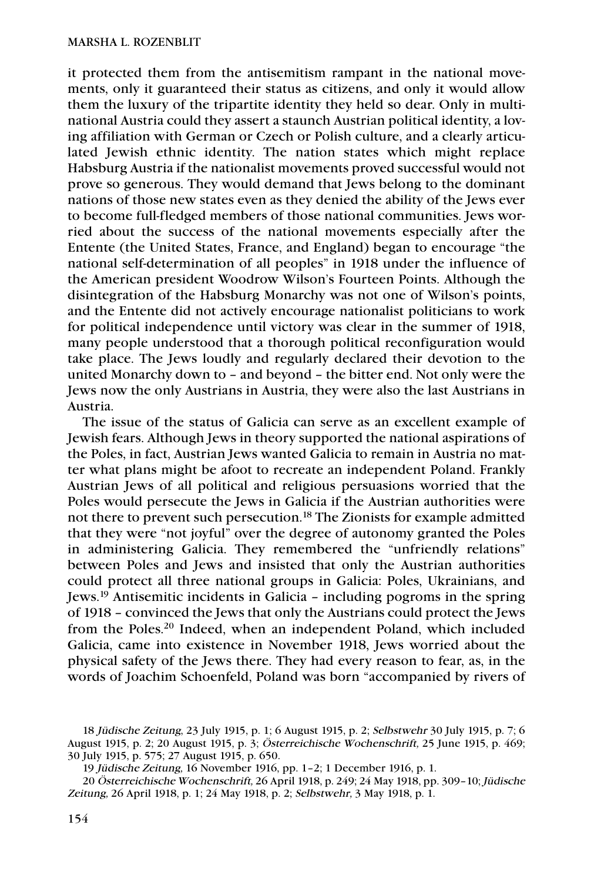it protected them from the antisemitism rampant in the national movements, only it guaranteed their status as citizens, and only it would allow them the luxury of the tripartite identity they held so dear. Only in multinational Austria could they assert a staunch Austrian political identity, a loving affiliation with German or Czech or Polish culture, and a clearly articulated Jewish ethnic identity. The nation states which might replace Habsburg Austria if the nationalist movements proved successful would not prove so generous. They would demand that Jews belong to the dominant nations of those new states even as they denied the ability of the Jews ever to become full-fledged members of those national communities. Jews worried about the success of the national movements especially after the Entente (the United States, France, and England) began to encourage "the national self-determination of all peoples" in 1918 under the influence of the American president Woodrow Wilson's Fourteen Points. Although the disintegration of the Habsburg Monarchy was not one of Wilson's points, and the Entente did not actively encourage nationalist politicians to work for political independence until victory was clear in the summer of 1918, many people understood that a thorough political reconfiguration would take place. The Jews loudly and regularly declared their devotion to the united Monarchy down to – and beyond – the bitter end. Not only were the Jews now the only Austrians in Austria, they were also the last Austrians in Austria.

The issue of the status of Galicia can serve as an excellent example of Jewish fears. Although Jews in theory supported the national aspirations of the Poles, in fact, Austrian Jews wanted Galicia to remain in Austria no matter what plans might be afoot to recreate an independent Poland. Frankly Austrian Jews of all political and religious persuasions worried that the Poles would persecute the Jews in Galicia if the Austrian authorities were not there to prevent such persecution.[18] The Zionists for example admitted that they were "not joyful" over the degree of autonomy granted the Poles in administering Galicia. They remembered the "unfriendly relations" between Poles and Jews and insisted that only the Austrian authorities could protect all three national groups in Galicia: Poles, Ukrainians, and Jews.[19] Antisemitic incidents in Galicia – including pogroms in the spring of 1918 – convinced the Jews that only the Austrians could protect the Jews from the Poles.[20] Indeed, when an independent Poland, which included Galicia, came into existence in November 1918, Jews worried about the physical safety of the Jews there. They had every reason to fear, as, in the words of Joachim Schoenfeld, Poland was born "accompanied by rivers of

18 *Jüdische Zeitung*, 23 July 1915, p. 1; 6 August 1915, p. 2; *Selbstwehr* 30 July 1915, p. 7; 6 August 1915, p. 2; 20 August 1915, p. 3; *Österreichische Wochenschrift,* 25 June 1915, p. 469; 30 July 1915, p. 575; 27 August 1915, p. 650.

19 *Jüdische Zeitung,* 16 November 1916, pp. 1–2; 1 December 1916, p. 1.

20 *Österreichische Wochenschrift,* 26 April 1918, p. 249; 24 May 1918, pp. 309–10; *Jüdische Zeitung,* 26 April 1918, p. 1; 24 May 1918, p. 2; *Selbstwehr,* 3 May 1918, p. 1.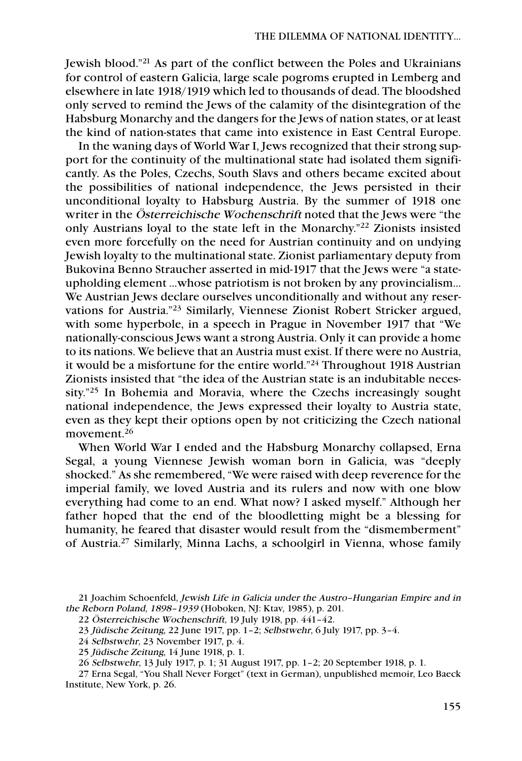Jewish blood."[21] As part of the conflict between the Poles and Ukrainians for control of eastern Galicia, large scale pogroms erupted in Lemberg and elsewhere in late 1918/1919 which led to thousands of dead. The bloodshed only served to remind the Jews of the calamity of the disintegration of the Habsburg Monarchy and the dangers for the Jews of nation states, or at least the kind of nation-states that came into existence in East Central Europe.

In the waning days of World War I, Jews recognized that their strong support for the continuity of the multinational state had isolated them significantly. As the Poles, Czechs, South Slavs and others became excited about the possibilities of national independence, the Jews persisted in their unconditional loyalty to Habsburg Austria. By the summer of 1918 one writer in the *Österreichische Wochenschrift* noted that the Jews were "the only Austrians loyal to the state left in the Monarchy."[22] Zionists insisted even more forcefully on the need for Austrian continuity and on undying Jewish loyalty to the multinational state. Zionist parliamentary deputy from Bukovina Benno Straucher asserted in mid-1917 that the Jews were "a state-upholding element ...whose patriotism is not broken by any provincialism... We Austrian Jews declare ourselves unconditionally and without any reservations for Austria."[23] Similarly, Viennese Zionist Robert Stricker argued, with some hyperbole, in a speech in Prague in November 1917 that "We nationally-conscious Jews want a strong Austria. Only it can provide a home to its nations. We believe that an Austria must exist. If there were no Austria, it would be a misfortune for the entire world."[24] Throughout 1918 Austrian Zionists insisted that "the idea of the Austrian state is an indubitable necessity."[25] In Bohemia and Moravia, where the Czechs increasingly sought national independence, the Jews expressed their loyalty to Austria state, even as they kept their options open by not criticizing the Czech national movement.[26]

When World War I ended and the Habsburg Monarchy collapsed, Erna Segal, a young Viennese Jewish woman born in Galicia, was "deeply shocked." As she remembered, "We were raised with deep reverence for the imperial family, we loved Austria and its rulers and now with one blow everything had come to an end. What now? I asked myself." Although her father hoped that the end of the bloodletting might be a blessing for humanity, he feared that disaster would result from the "dismemberment" of Austria.[27] Similarly, Minna Lachs, a schoolgirl in Vienna, whose family

---

21 Joachim Schoenfeld, *Jewish Life in Galicia under the Austro–Hungarian Empire and in the Reborn Poland, 1898–1939* (Hoboken, NJ: Ktav, 1985), p. 201.

22 *Österreichische Wochenschrift,* 19 July 1918, pp. 441–42.

23 *Jüdische Zeitung,* 22 June 1917, pp. 1–2; *Selbstwehr,* 6 July 1917, pp. 3–4.

24 *Selbstwehr,* 23 November 1917, p. 4.

25 *Jüdische Zeitung,* 14 June 1918, p. 1.

26 *Selbstwehr*, 13 July 1917, p. 1; 31 August 1917, pp. 1–2; 20 September 1918, p. 1.

27 Erna Segal, "You Shall Never Forget" (text in German), unpublished memoir, Leo Baeck Institute, New York, p. 26.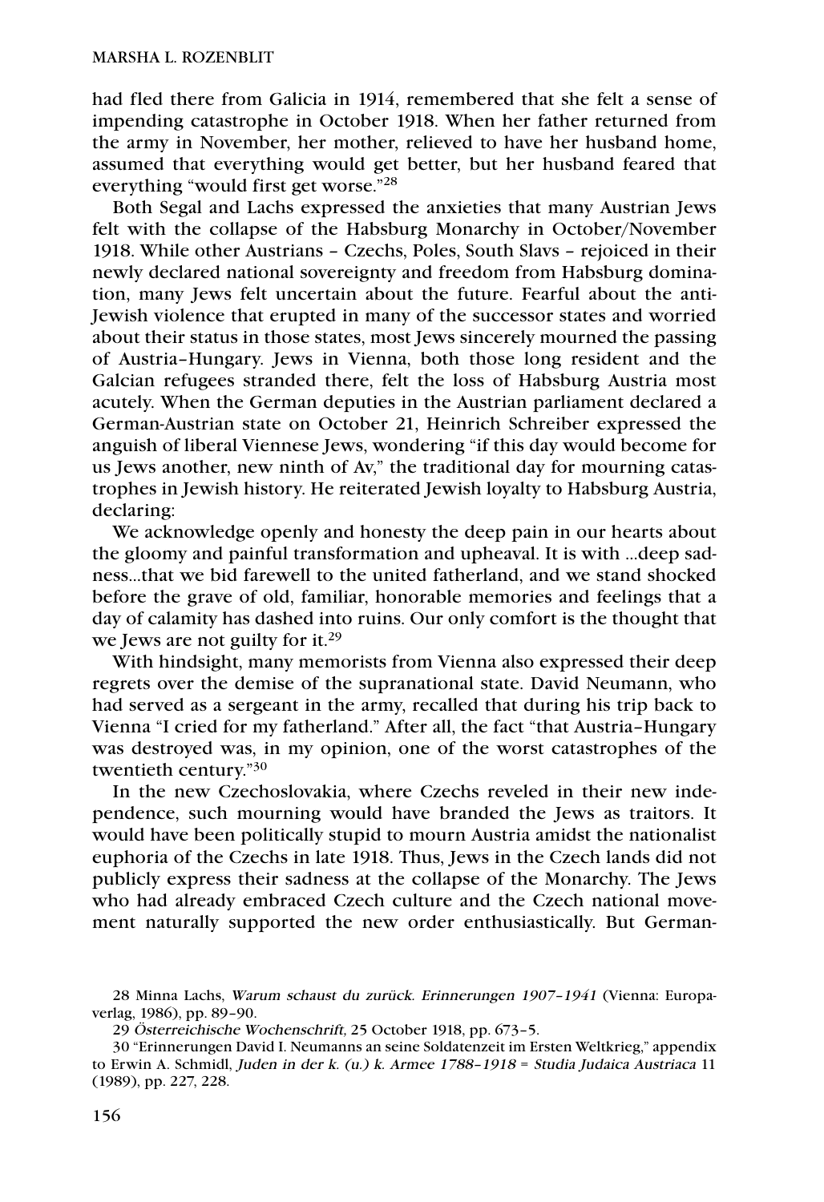had fled there from Galicia in 1914, remembered that she felt a sense of impending catastrophe in October 1918. When her father returned from the army in November, her mother, relieved to have her husband home, assumed that everything would get better, but her husband feared that everything "would first get worse."[28]

Both Segal and Lachs expressed the anxieties that many Austrian Jews felt with the collapse of the Habsburg Monarchy in October/November 1918. While other Austrians – Czechs, Poles, South Slavs – rejoiced in their newly declared national sovereignty and freedom from Habsburg domination, many Jews felt uncertain about the future. Fearful about the anti-Jewish violence that erupted in many of the successor states and worried about their status in those states, most Jews sincerely mourned the passing of Austria–Hungary. Jews in Vienna, both those long resident and the Galcian refugees stranded there, felt the loss of Habsburg Austria most acutely. When the German deputies in the Austrian parliament declared a German-Austrian state on October 21, Heinrich Schreiber expressed the anguish of liberal Viennese Jews, wondering "if this day would become for us Jews another, new ninth of Av," the traditional day for mourning catastrophes in Jewish history. He reiterated Jewish loyalty to Habsburg Austria, declaring:

> We acknowledge openly and honesty the deep pain in our hearts about the gloomy and painful transformation and upheaval. It is with ...deep sadness...that we bid farewell to the united fatherland, and we stand shocked before the grave of old, familiar, honorable memories and feelings that a day of calamity has dashed into ruins. Our only comfort is the thought that we Jews are not guilty for it.[29]

With hindsight, many memorists from Vienna also expressed their deep regrets over the demise of the supranational state. David Neumann, who had served as a sergeant in the army, recalled that during his trip back to Vienna "I cried for my fatherland." After all, the fact "that Austria–Hungary was destroyed was, in my opinion, one of the worst catastrophes of the twentieth century."[30]

In the new Czechoslovakia, where Czechs reveled in their new independence, such mourning would have branded the Jews as traitors. It would have been politically stupid to mourn Austria amidst the nationalist euphoria of the Czechs in late 1918. Thus, Jews in the Czech lands did not publicly express their sadness at the collapse of the Monarchy. The Jews who had already embraced Czech culture and the Czech national movement naturally supported the new order enthusiastically. But German-

---

28 Minna Lachs, *Warum schaust du zurück. Erinnerungen 1907–1941* (Vienna: Europaverlag, 1986), pp. 89–90.

29 *Österreichische Wochenschrift,* 25 October 1918, pp. 673–5.

30 "Erinnerungen David I. Neumanns an seine Soldatenzeit im Ersten Weltkrieg," appendix to Erwin A. Schmidl, *Juden in der k. (u.) k. Armee 1788–1918 = Studia Judaica Austriaca* 11 (1989), pp. 227, 228.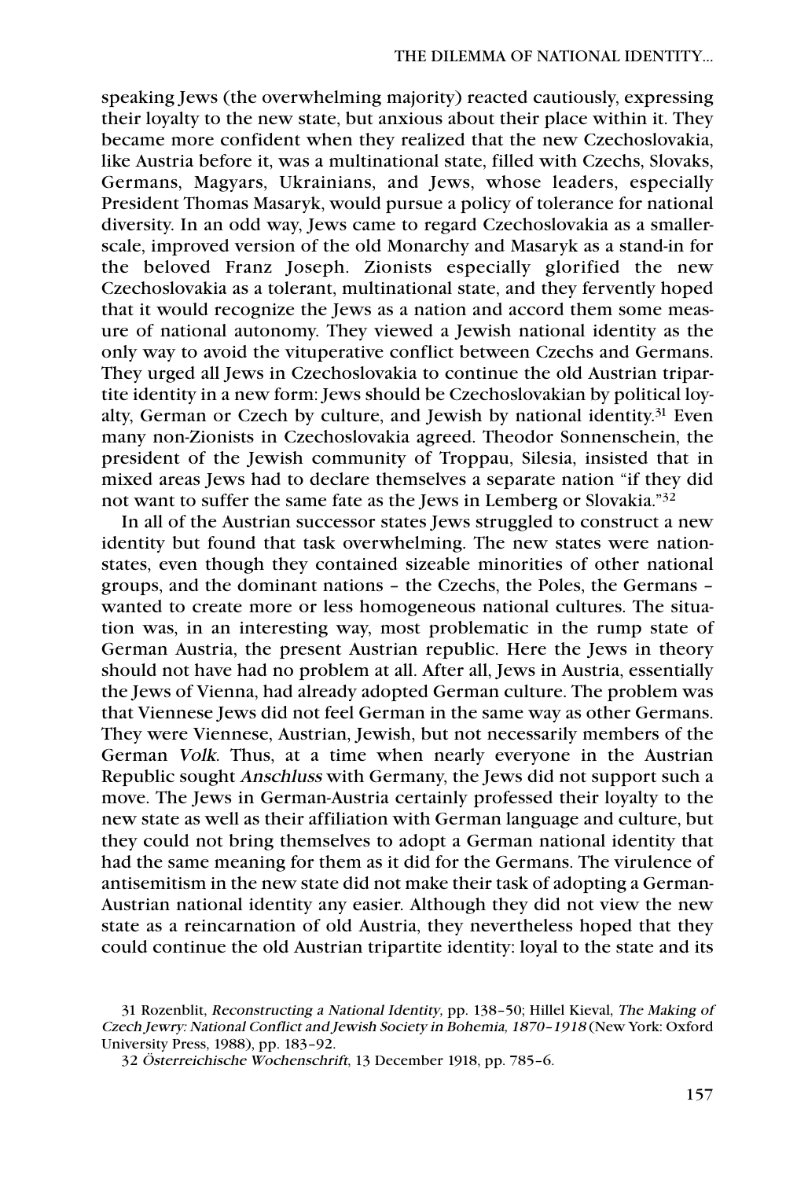speaking Jews (the overwhelming majority) reacted cautiously, expressing their loyalty to the new state, but anxious about their place within it. They became more confident when they realized that the new Czechoslovakia, like Austria before it, was a multinational state, filled with Czechs, Slovaks, Germans, Magyars, Ukrainians, and Jews, whose leaders, especially President Thomas Masaryk, would pursue a policy of tolerance for national diversity. In an odd way, Jews came to regard Czechoslovakia as a smaller-scale, improved version of the old Monarchy and Masaryk as a stand-in for the beloved Franz Joseph. Zionists especially glorified the new Czechoslovakia as a tolerant, multinational state, and they fervently hoped that it would recognize the Jews as a nation and accord them some measure of national autonomy. They viewed a Jewish national identity as the only way to avoid the vituperative conflict between Czechs and Germans. They urged all Jews in Czechoslovakia to continue the old Austrian tripartite identity in a new form: Jews should be Czechoslovakian by political loyalty, German or Czech by culture, and Jewish by national identity.[31] Even many non-Zionists in Czechoslovakia agreed. Theodor Sonnenschein, the president of the Jewish community of Troppau, Silesia, insisted that in mixed areas Jews had to declare themselves a separate nation "if they did not want to suffer the same fate as the Jews in Lemberg or Slovakia."[32]

In all of the Austrian successor states Jews struggled to construct a new identity but found that task overwhelming. The new states were nation-states, even though they contained sizeable minorities of other national groups, and the dominant nations – the Czechs, the Poles, the Germans – wanted to create more or less homogeneous national cultures. The situation was, in an interesting way, most problematic in the rump state of German Austria, the present Austrian republic. Here the Jews in theory should not have had no problem at all. After all, Jews in Austria, essentially the Jews of Vienna, had already adopted German culture. The problem was that Viennese Jews did not feel German in the same way as other Germans. They were Viennese, Austrian, Jewish, but not necessarily members of the German *Volk*. Thus, at a time when nearly everyone in the Austrian Republic sought *Anschluss* with Germany, the Jews did not support such a move. The Jews in German-Austria certainly professed their loyalty to the new state as well as their affiliation with German language and culture, but they could not bring themselves to adopt a German national identity that had the same meaning for them as it did for the Germans. The virulence of antisemitism in the new state did not make their task of adopting a German-Austrian national identity any easier. Although they did not view the new state as a reincarnation of old Austria, they nevertheless hoped that they could continue the old Austrian tripartite identity: loyal to the state and its

31 Rozenblit, *Reconstructing a National Identity*, pp. 138–50; Hillel Kieval, *The Making of Czech Jewry: National Conflict and Jewish Society in Bohemia, 1870–1918* (New York: Oxford University Press, 1988), pp. 183–92.

32 *Österreichische Wochenschrift*, 13 December 1918, pp. 785–6.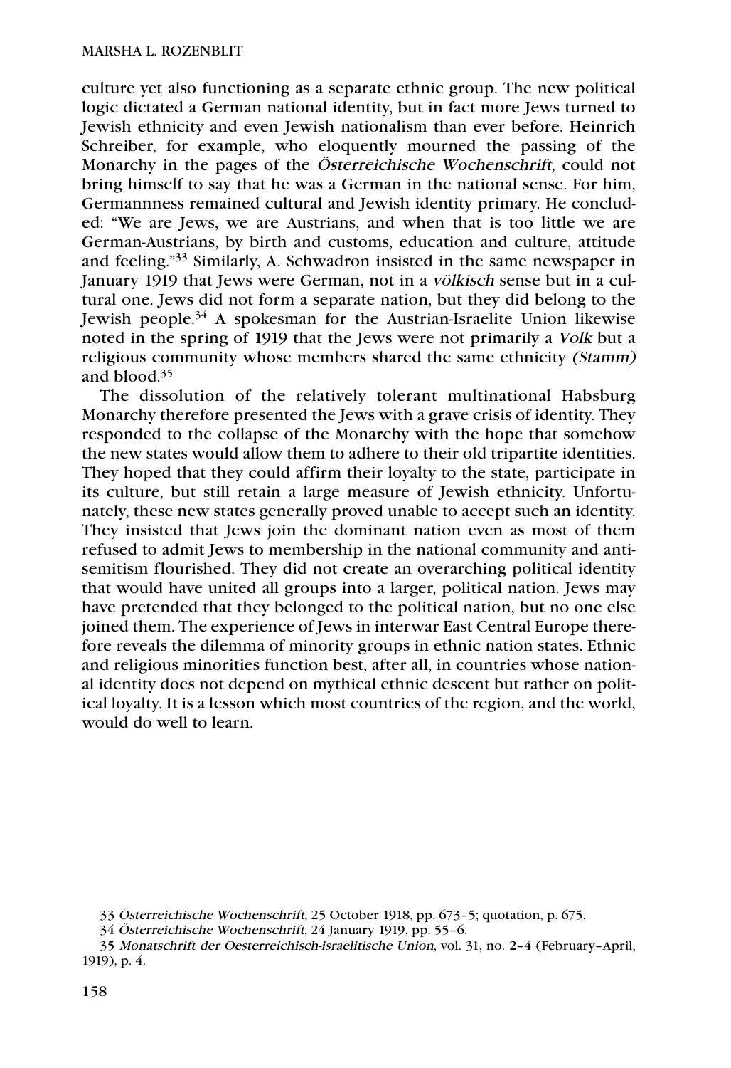culture yet also functioning as a separate ethnic group. The new political logic dictated a German national identity, but in fact more Jews turned to Jewish ethnicity and even Jewish nationalism than ever before. Heinrich Schreiber, for example, who eloquently mourned the passing of the Monarchy in the pages of the *Österreichische Wochenschrift,* could not bring himself to say that he was a German in the national sense. For him, Germannness remained cultural and Jewish identity primary. He concluded: "We are Jews, we are Austrians, and when that is too little we are German-Austrians, by birth and customs, education and culture, attitude and feeling."[33] Similarly, A. Schwadron insisted in the same newspaper in January 1919 that Jews were German, not in a *völkisch* sense but in a cultural one. Jews did not form a separate nation, but they did belong to the Jewish people.[34] A spokesman for the Austrian-Israelite Union likewise noted in the spring of 1919 that the Jews were not primarily a *Volk* but a religious community whose members shared the same ethnicity *(Stamm)* and blood.[35]

The dissolution of the relatively tolerant multinational Habsburg Monarchy therefore presented the Jews with a grave crisis of identity. They responded to the collapse of the Monarchy with the hope that somehow the new states would allow them to adhere to their old tripartite identities. They hoped that they could affirm their loyalty to the state, participate in its culture, but still retain a large measure of Jewish ethnicity. Unfortunately, these new states generally proved unable to accept such an identity. They insisted that Jews join the dominant nation even as most of them refused to admit Jews to membership in the national community and antisemitism flourished. They did not create an overarching political identity that would have united all groups into a larger, political nation. Jews may have pretended that they belonged to the political nation, but no one else joined them. The experience of Jews in interwar East Central Europe therefore reveals the dilemma of minority groups in ethnic nation states. Ethnic and religious minorities function best, after all, in countries whose national identity does not depend on mythical ethnic descent but rather on political loyalty. It is a lesson which most countries of the region, and the world, would do well to learn.

33 *Österreichische Wochenschrift*, 25 October 1918, pp. 673–5; quotation, p. 675.

34 *Österreichische Wochenschrift*, 24 January 1919, pp. 55–6.

35 *Monatschrift der Oesterreichisch-israelitische Union,* vol. 31, no. 2–4 (February–April, 1919), p. 4.